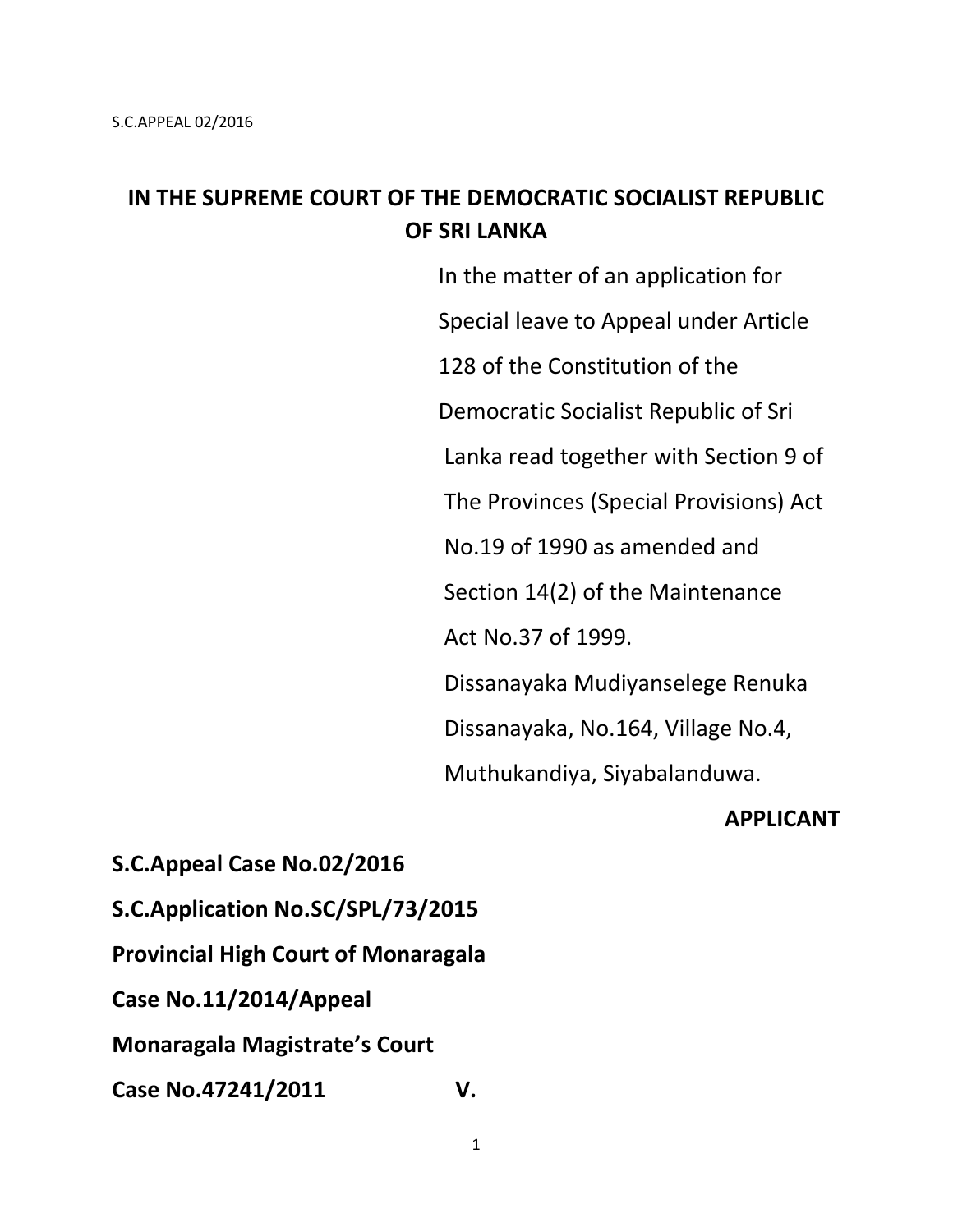# IN THE SUPREME COURT OF THE DEMOCRATIC SOCIALIST REPUBLIC OF SRI LANKA

In the matter of an application for Special leave to Appeal under Article 128 of the Constitution of the Democratic Socialist Republic of Sri Lanka read together with Section 9 of The Provinces (Special Provisions) Act No.19 of 1990 as amended and Section 14(2) of the Maintenance Act No.37 of 1999.

Dissanayaka Mudiyanselege Renuka Dissanayaka, No.164, Village No.4, Muthukandiya, Siyabalanduwa.

**APPLICANT**

**S.C.Appeal Case No.02/2016**

**S.C.Application No.SC/SPL/73/2015**

**Provincial High Court of Monaragala**

**Case No.11/2014/Appeal**

**Monaragala Magistrate's Court**

**Case No.47241/2011** **V.**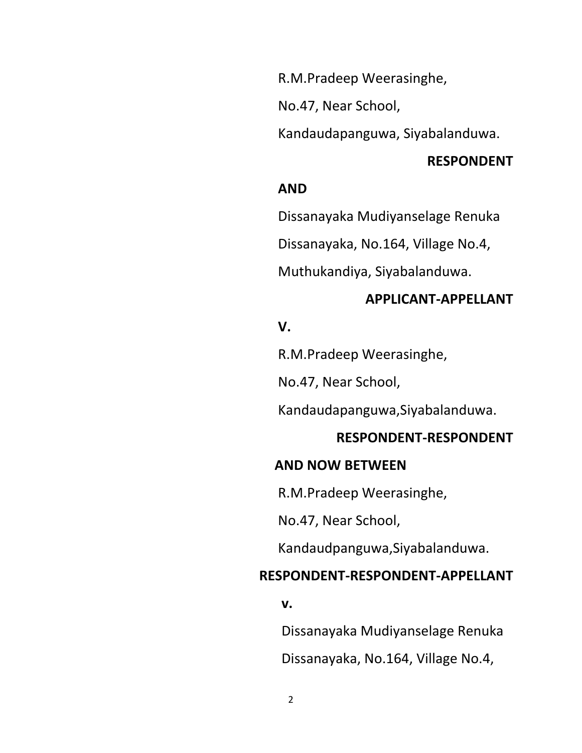R.M.Pradeep Weerasinghe,

No.47, Near School,

Kandaudapanguwa, Siyabalanduwa.

**RESPONDENT**

**AND**

Dissanayaka Mudiyanselage Renuka

Dissanayaka, No.164, Village No.4,

Muthukandiya, Siyabalanduwa.

**APPLICANT-APPELLANT**

**V.**

R.M.Pradeep Weerasinghe,

No.47, Near School,

Kandaudapanguwa,Siyabalanduwa.

**RESPONDENT-RESPONDENT**

**AND NOW BETWEEN**

R.M.Pradeep Weerasinghe,

No.47, Near School,

Kandaudpanguwa,Siyabalanduwa.

**RESPONDENT-RESPONDENT-APPELLANT**

**v.**

Dissanayaka Mudiyanselage Renuka

Dissanayaka, No.164, Village No.4,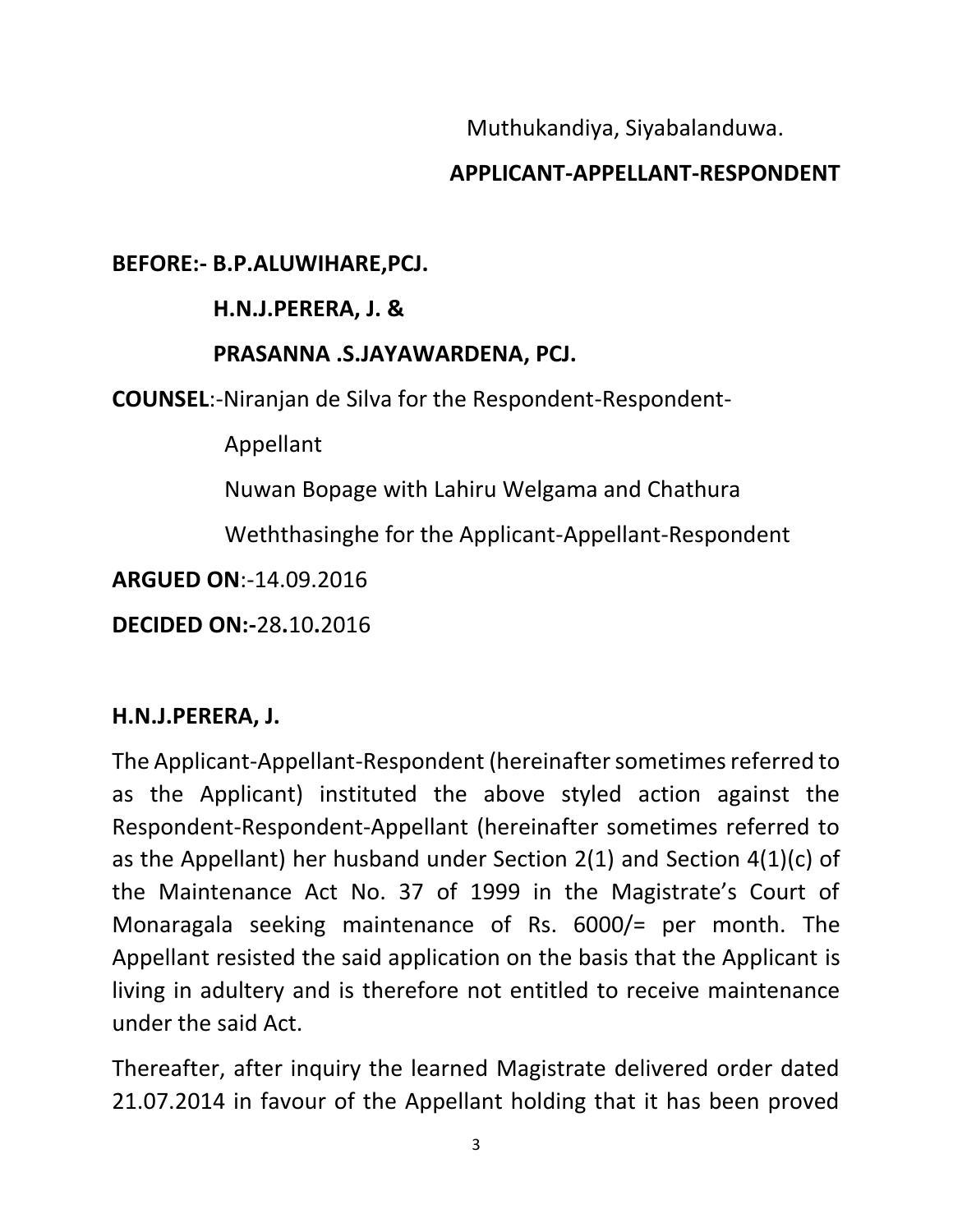Muthukandiya, Siyabalanduwa.

**APPLICANT-APPELLANT-RESPONDENT**

**BEFORE:- B.P.ALUWIHARE,PCJ.**

**H.N.J.PERERA, J. &**

**PRASANNA .S.JAYAWARDENA, PCJ.**

**COUNSEL**:-Niranjan de Silva for the Respondent-Respondent-Appellant

Nuwan Bopage with Lahiru Welgama and Chathura Weththasinghe for the Applicant-Appellant-Respondent

**ARGUED ON**:-14.09.2016

**DECIDED ON:-**28**.**10**.**2016

**H.N.J.PERERA, J.**

The Applicant-Appellant-Respondent (hereinafter sometimes referred to as the Applicant) instituted the above styled action against the Respondent-Respondent-Appellant (hereinafter sometimes referred to as the Appellant) her husband under Section 2(1) and Section 4(1)(c) of the Maintenance Act No. 37 of 1999 in the Magistrate's Court of Monaragala seeking maintenance of Rs. 6000/= per month. The Appellant resisted the said application on the basis that the Applicant is living in adultery and is therefore not entitled to receive maintenance under the said Act.

Thereafter, after inquiry the learned Magistrate delivered order dated 21.07.2014 in favour of the Appellant holding that it has been proved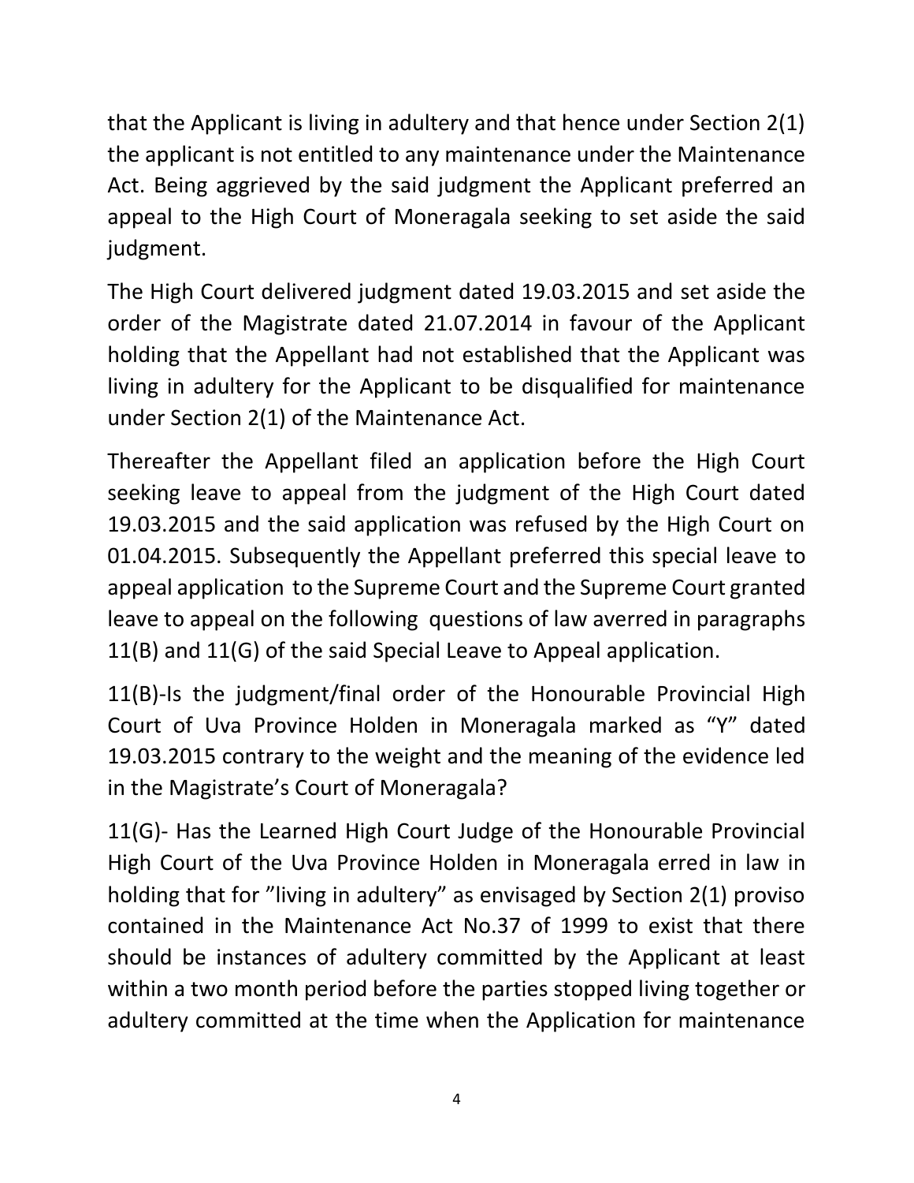that the Applicant is living in adultery and that hence under Section 2(1) the applicant is not entitled to any maintenance under the Maintenance Act. Being aggrieved by the said judgment the Applicant preferred an appeal to the High Court of Moneragala seeking to set aside the said judgment.

The High Court delivered judgment dated 19.03.2015 and set aside the order of the Magistrate dated 21.07.2014 in favour of the Applicant holding that the Appellant had not established that the Applicant was living in adultery for the Applicant to be disqualified for maintenance under Section 2(1) of the Maintenance Act.

Thereafter the Appellant filed an application before the High Court seeking leave to appeal from the judgment of the High Court dated 19.03.2015 and the said application was refused by the High Court on 01.04.2015. Subsequently the Appellant preferred this special leave to appeal application to the Supreme Court and the Supreme Court granted leave to appeal on the following questions of law averred in paragraphs 11(B) and 11(G) of the said Special Leave to Appeal application.

11(B)-Is the judgment/final order of the Honourable Provincial High Court of Uva Province Holden in Moneragala marked as "Y" dated 19.03.2015 contrary to the weight and the meaning of the evidence led in the Magistrate's Court of Moneragala?

11(G)- Has the Learned High Court Judge of the Honourable Provincial High Court of the Uva Province Holden in Moneragala erred in law in holding that for "living in adultery" as envisaged by Section 2(1) proviso contained in the Maintenance Act No.37 of 1999 to exist that there should be instances of adultery committed by the Applicant at least within a two month period before the parties stopped living together or adultery committed at the time when the Application for maintenance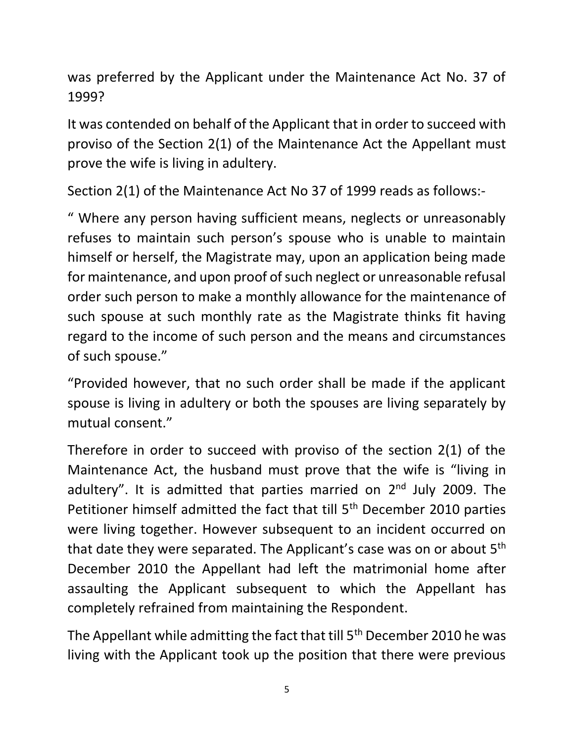was preferred by the Applicant under the Maintenance Act No. 37 of 1999?

It was contended on behalf of the Applicant that in order to succeed with proviso of the Section 2(1) of the Maintenance Act the Appellant must prove the wife is living in adultery.

Section 2(1) of the Maintenance Act No 37 of 1999 reads as follows:-

" Where any person having sufficient means, neglects or unreasonably refuses to maintain such person's spouse who is unable to maintain himself or herself, the Magistrate may, upon an application being made for maintenance, and upon proof of such neglect or unreasonable refusal order such person to make a monthly allowance for the maintenance of such spouse at such monthly rate as the Magistrate thinks fit having regard to the income of such person and the means and circumstances of such spouse."

"Provided however, that no such order shall be made if the applicant spouse is living in adultery or both the spouses are living separately by mutual consent."

Therefore in order to succeed with proviso of the section 2(1) of the Maintenance Act, the husband must prove that the wife is "living in adultery". It is admitted that parties married on 2nd July 2009. The Petitioner himself admitted the fact that till 5th December 2010 parties were living together. However subsequent to an incident occurred on that date they were separated. The Applicant's case was on or about 5th December 2010 the Appellant had left the matrimonial home after assaulting the Applicant subsequent to which the Appellant has completely refrained from maintaining the Respondent.

The Appellant while admitting the fact that till 5th December 2010 he was living with the Applicant took up the position that there were previous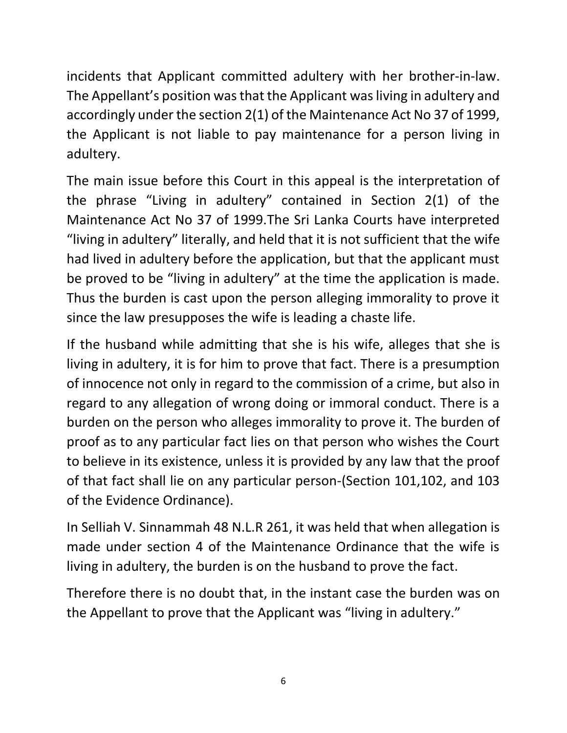incidents that Applicant committed adultery with her brother-in-law. The Appellant's position was that the Applicant was living in adultery and accordingly under the section 2(1) of the Maintenance Act No 37 of 1999, the Applicant is not liable to pay maintenance for a person living in adultery.

The main issue before this Court in this appeal is the interpretation of the phrase "Living in adultery" contained in Section 2(1) of the Maintenance Act No 37 of 1999.The Sri Lanka Courts have interpreted "living in adultery" literally, and held that it is not sufficient that the wife had lived in adultery before the application, but that the applicant must be proved to be "living in adultery" at the time the application is made. Thus the burden is cast upon the person alleging immorality to prove it since the law presupposes the wife is leading a chaste life.

If the husband while admitting that she is his wife, alleges that she is living in adultery, it is for him to prove that fact. There is a presumption of innocence not only in regard to the commission of a crime, but also in regard to any allegation of wrong doing or immoral conduct. There is a burden on the person who alleges immorality to prove it. The burden of proof as to any particular fact lies on that person who wishes the Court to believe in its existence, unless it is provided by any law that the proof of that fact shall lie on any particular person-(Section 101,102, and 103 of the Evidence Ordinance).

In Selliah V. Sinnammah 48 N.L.R 261, it was held that when allegation is made under section 4 of the Maintenance Ordinance that the wife is living in adultery, the burden is on the husband to prove the fact.

Therefore there is no doubt that, in the instant case the burden was on the Appellant to prove that the Applicant was "living in adultery."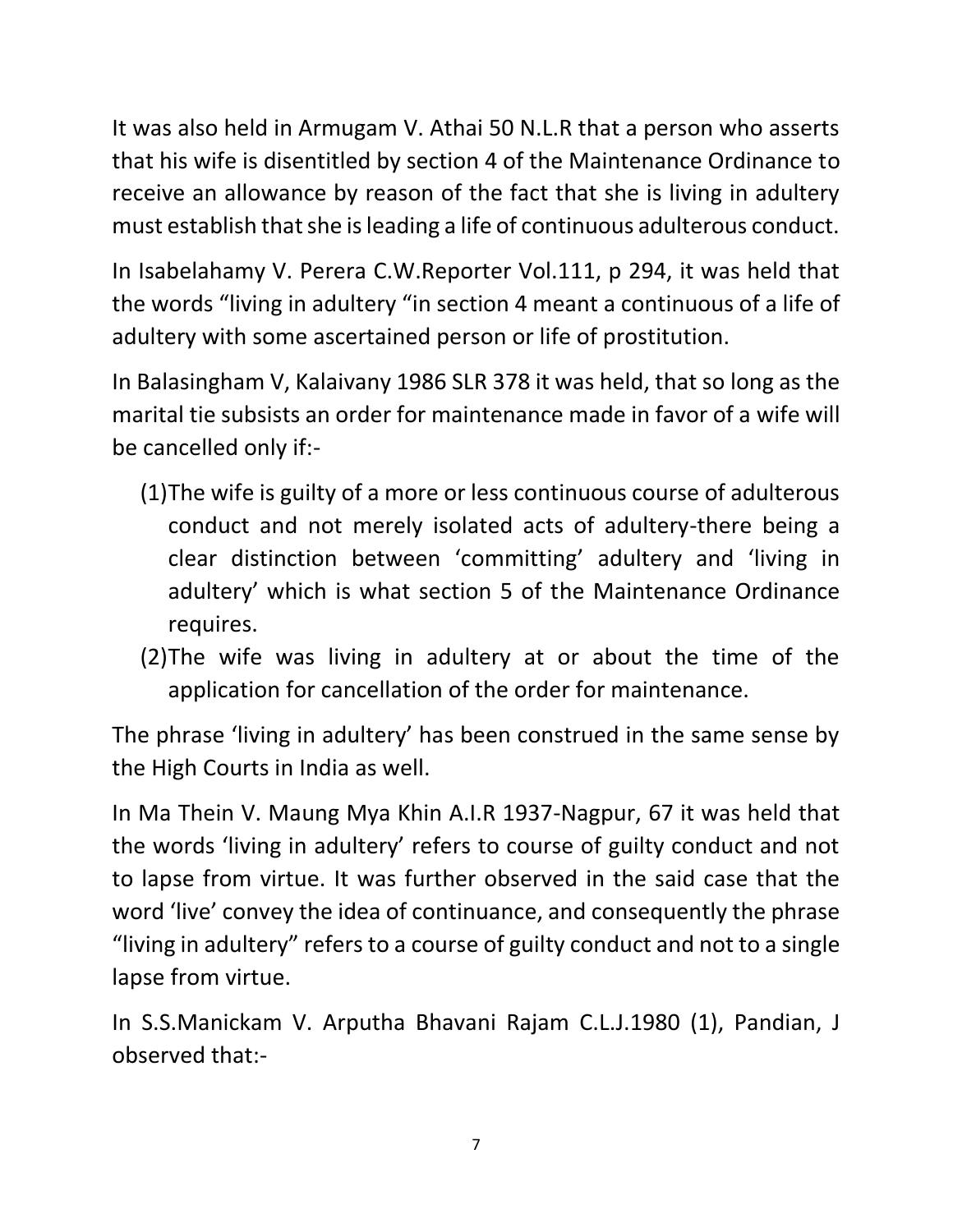It was also held in Armugam V. Athai 50 N.L.R that a person who asserts that his wife is disentitled by section 4 of the Maintenance Ordinance to receive an allowance by reason of the fact that she is living in adultery must establish that she is leading a life of continuous adulterous conduct.

In Isabelahamy V. Perera C.W.Reporter Vol.111, p 294, it was held that the words "living in adultery "in section 4 meant a continuous of a life of adultery with some ascertained person or life of prostitution.

In Balasingham V, Kalaivany 1986 SLR 378 it was held, that so long as the marital tie subsists an order for maintenance made in favor of a wife will be cancelled only if:-

(1) The wife is guilty of a more or less continuous course of adulterous conduct and not merely isolated acts of adultery-there being a clear distinction between 'committing' adultery and 'living in adultery' which is what section 5 of the Maintenance Ordinance requires.

(2) The wife was living in adultery at or about the time of the application for cancellation of the order for maintenance.

The phrase 'living in adultery' has been construed in the same sense by the High Courts in India as well.

In Ma Thein V. Maung Mya Khin A.I.R 1937-Nagpur, 67 it was held that the words 'living in adultery' refers to course of guilty conduct and not to lapse from virtue. It was further observed in the said case that the word 'live' convey the idea of continuance, and consequently the phrase "living in adultery" refers to a course of guilty conduct and not to a single lapse from virtue.

In S.S.Manickam V. Arputha Bhavani Rajam C.L.J.1980 (1), Pandian, J observed that:-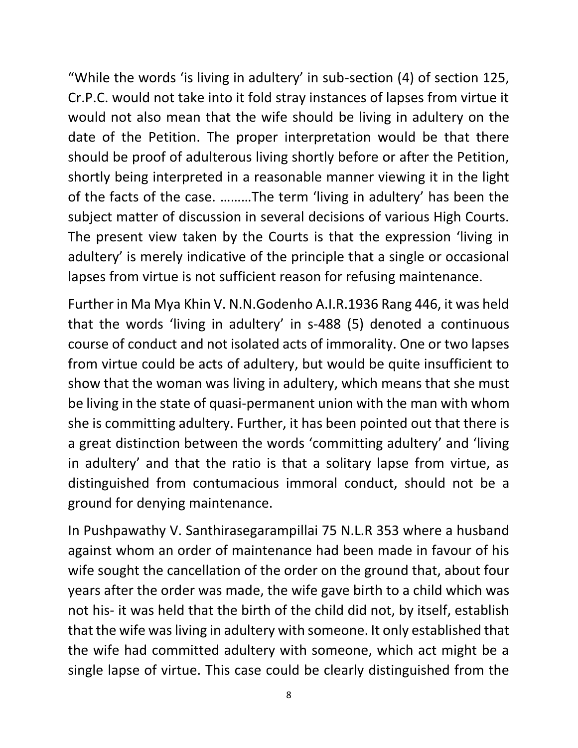"While the words 'is living in adultery' in sub-section (4) of section 125, Cr.P.C. would not take into it fold stray instances of lapses from virtue it would not also mean that the wife should be living in adultery on the date of the Petition. The proper interpretation would be that there should be proof of adulterous living shortly before or after the Petition, shortly being interpreted in a reasonable manner viewing it in the light of the facts of the case. ………The term 'living in adultery' has been the subject matter of discussion in several decisions of various High Courts. The present view taken by the Courts is that the expression 'living in adultery' is merely indicative of the principle that a single or occasional lapses from virtue is not sufficient reason for refusing maintenance.

Further in Ma Mya Khin V. N.N.Godenho A.I.R.1936 Rang 446, it was held that the words 'living in adultery' in s-488 (5) denoted a continuous course of conduct and not isolated acts of immorality. One or two lapses from virtue could be acts of adultery, but would be quite insufficient to show that the woman was living in adultery, which means that she must be living in the state of quasi-permanent union with the man with whom she is committing adultery. Further, it has been pointed out that there is a great distinction between the words 'committing adultery' and 'living in adultery' and that the ratio is that a solitary lapse from virtue, as distinguished from contumacious immoral conduct, should not be a ground for denying maintenance.

In Pushpawathy V. Santhirasegarampillai 75 N.L.R 353 where a husband against whom an order of maintenance had been made in favour of his wife sought the cancellation of the order on the ground that, about four years after the order was made, the wife gave birth to a child which was not his- it was held that the birth of the child did not, by itself, establish that the wife was living in adultery with someone. It only established that the wife had committed adultery with someone, which act might be a single lapse of virtue. This case could be clearly distinguished from the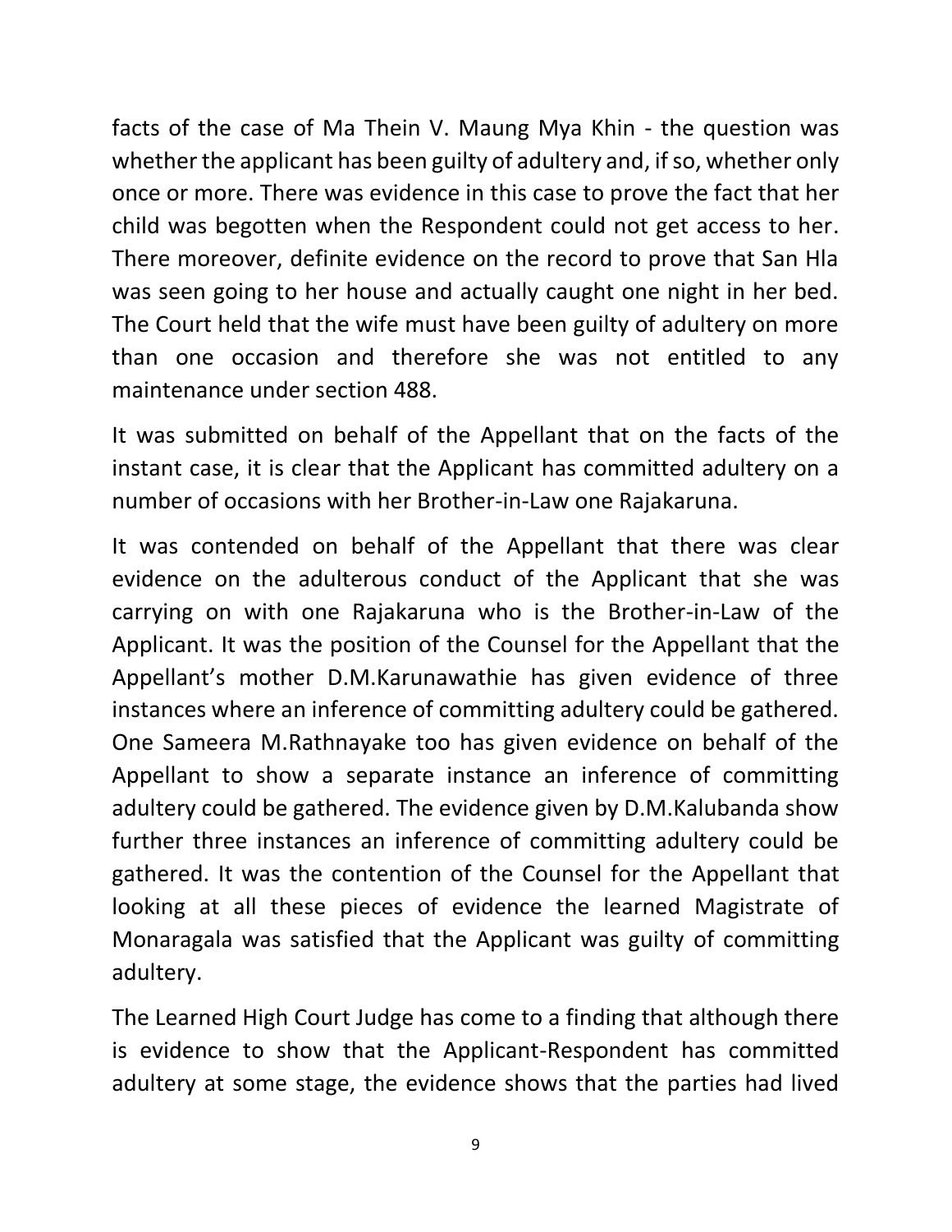facts of the case of Ma Thein V. Maung Mya Khin - the question was whether the applicant has been guilty of adultery and, if so, whether only once or more. There was evidence in this case to prove the fact that her child was begotten when the Respondent could not get access to her. There moreover, definite evidence on the record to prove that San Hla was seen going to her house and actually caught one night in her bed. The Court held that the wife must have been guilty of adultery on more than one occasion and therefore she was not entitled to any maintenance under section 488.

It was submitted on behalf of the Appellant that on the facts of the instant case, it is clear that the Applicant has committed adultery on a number of occasions with her Brother-in-Law one Rajakaruna.

It was contended on behalf of the Appellant that there was clear evidence on the adulterous conduct of the Applicant that she was carrying on with one Rajakaruna who is the Brother-in-Law of the Applicant. It was the position of the Counsel for the Appellant that the Appellant's mother D.M.Karunawathie has given evidence of three instances where an inference of committing adultery could be gathered. One Sameera M.Rathnayake too has given evidence on behalf of the Appellant to show a separate instance an inference of committing adultery could be gathered. The evidence given by D.M.Kalubanda show further three instances an inference of committing adultery could be gathered. It was the contention of the Counsel for the Appellant that looking at all these pieces of evidence the learned Magistrate of Monaragala was satisfied that the Applicant was guilty of committing adultery.

The Learned High Court Judge has come to a finding that although there is evidence to show that the Applicant-Respondent has committed adultery at some stage, the evidence shows that the parties had lived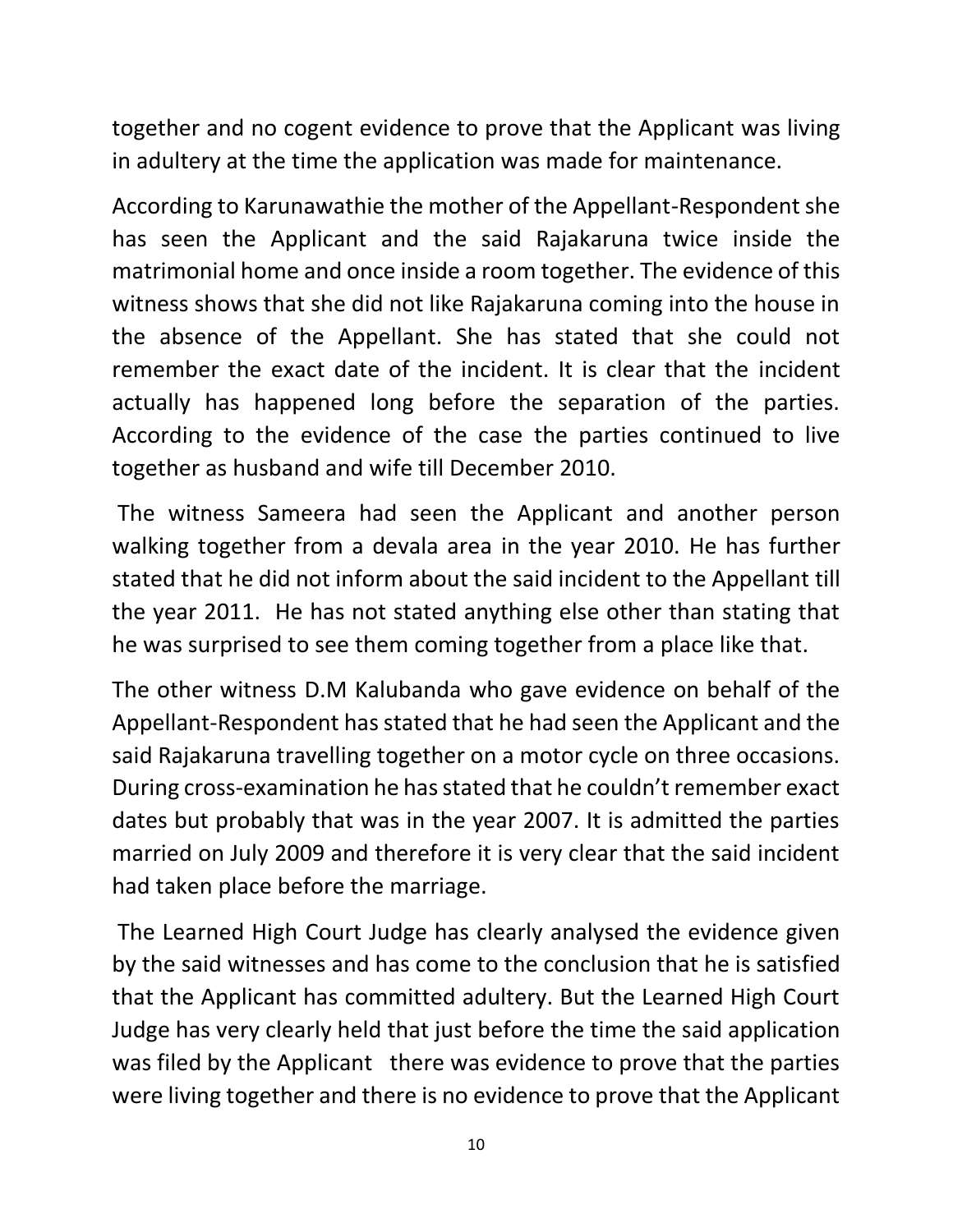together and no cogent evidence to prove that the Applicant was living in adultery at the time the application was made for maintenance.

According to Karunawathie the mother of the Appellant-Respondent she has seen the Applicant and the said Rajakaruna twice inside the matrimonial home and once inside a room together. The evidence of this witness shows that she did not like Rajakaruna coming into the house in the absence of the Appellant. She has stated that she could not remember the exact date of the incident. It is clear that the incident actually has happened long before the separation of the parties. According to the evidence of the case the parties continued to live together as husband and wife till December 2010.

The witness Sameera had seen the Applicant and another person walking together from a devala area in the year 2010. He has further stated that he did not inform about the said incident to the Appellant till the year 2011. He has not stated anything else other than stating that he was surprised to see them coming together from a place like that.

The other witness D.M Kalubanda who gave evidence on behalf of the Appellant-Respondent has stated that he had seen the Applicant and the said Rajakaruna travelling together on a motor cycle on three occasions. During cross-examination he has stated that he couldn't remember exact dates but probably that was in the year 2007. It is admitted the parties married on July 2009 and therefore it is very clear that the said incident had taken place before the marriage.

The Learned High Court Judge has clearly analysed the evidence given by the said witnesses and has come to the conclusion that he is satisfied that the Applicant has committed adultery. But the Learned High Court Judge has very clearly held that just before the time the said application was filed by the Applicant there was evidence to prove that the parties were living together and there is no evidence to prove that the Applicant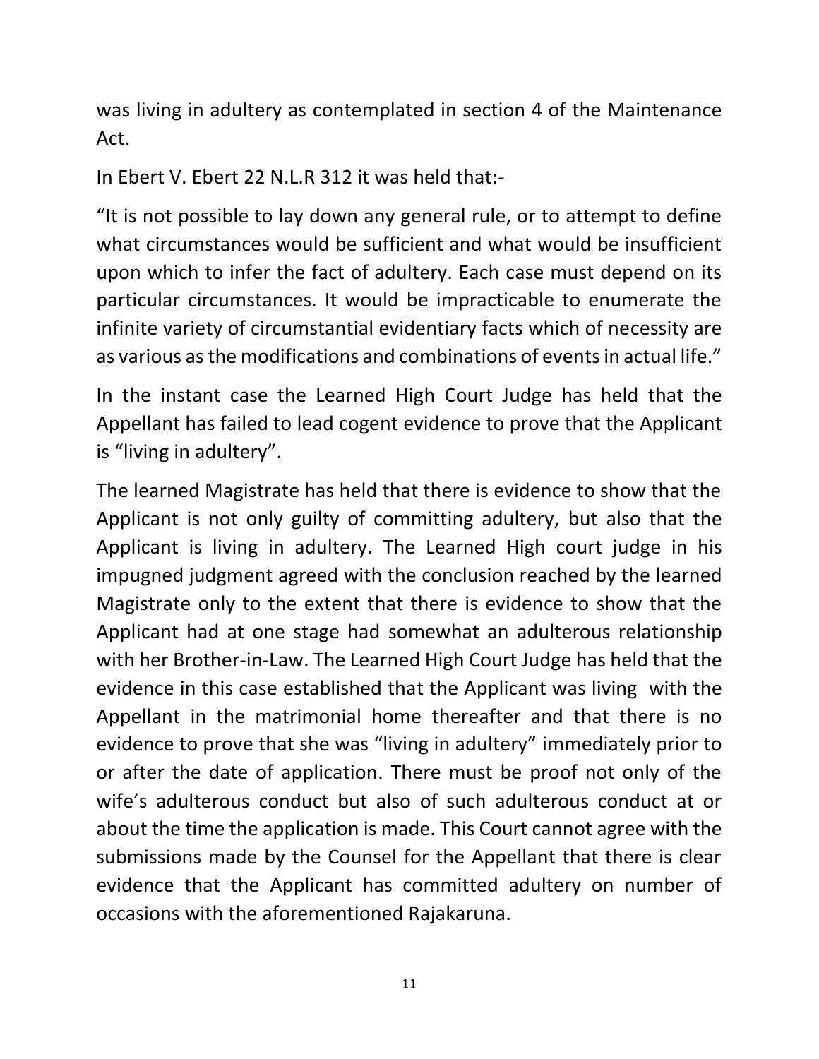was living in adultery as contemplated in section 4 of the Maintenance Act.

In Ebert V. Ebert 22 N.L.R 312 it was held that:-

"It is not possible to lay down any general rule, or to attempt to define what circumstances would be sufficient and what would be insufficient upon which to infer the fact of adultery. Each case must depend on its particular circumstances. It would be impracticable to enumerate the infinite variety of circumstantial evidentiary facts which of necessity are as various as the modifications and combinations of events in actual life."

In the instant case the Learned High Court Judge has held that the Appellant has failed to lead cogent evidence to prove that the Applicant is "living in adultery".

The learned Magistrate has held that there is evidence to show that the Applicant is not only guilty of committing adultery, but also that the Applicant is living in adultery. The Learned High court judge in his impugned judgment agreed with the conclusion reached by the learned Magistrate only to the extent that there is evidence to show that the Applicant had at one stage had somewhat an adulterous relationship with her Brother-in-Law. The Learned High Court Judge has held that the evidence in this case established that the Applicant was living with the Appellant in the matrimonial home thereafter and that there is no evidence to prove that she was "living in adultery" immediately prior to or after the date of application. There must be proof not only of the wife's adulterous conduct but also of such adulterous conduct at or about the time the application is made. This Court cannot agree with the submissions made by the Counsel for the Appellant that there is clear evidence that the Applicant has committed adultery on number of occasions with the aforementioned Rajakaruna.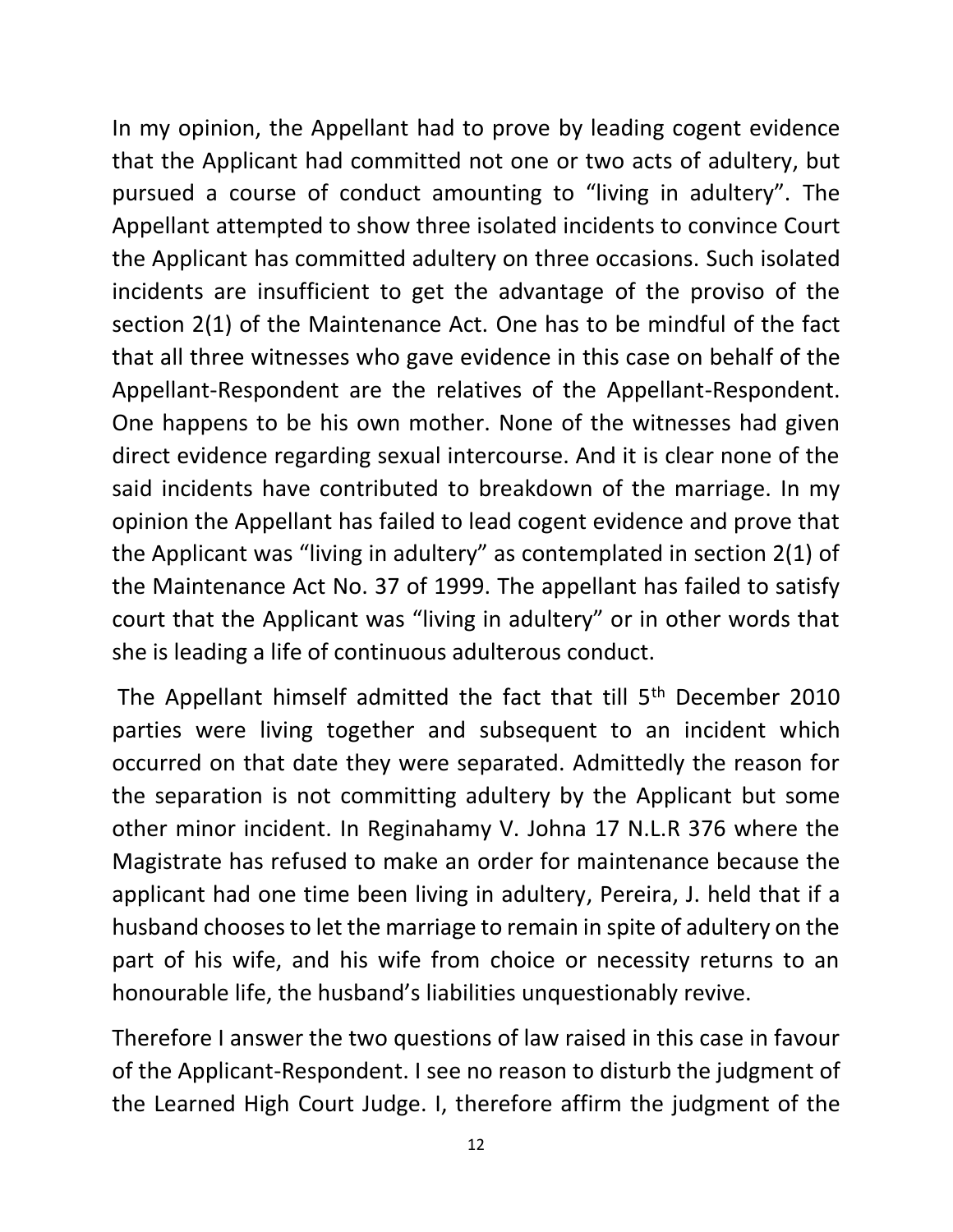In my opinion, the Appellant had to prove by leading cogent evidence that the Applicant had committed not one or two acts of adultery, but pursued a course of conduct amounting to "living in adultery". The Appellant attempted to show three isolated incidents to convince Court the Applicant has committed adultery on three occasions. Such isolated incidents are insufficient to get the advantage of the proviso of the section 2(1) of the Maintenance Act. One has to be mindful of the fact that all three witnesses who gave evidence in this case on behalf of the Appellant-Respondent are the relatives of the Appellant-Respondent. One happens to be his own mother. None of the witnesses had given direct evidence regarding sexual intercourse. And it is clear none of the said incidents have contributed to breakdown of the marriage. In my opinion the Appellant has failed to lead cogent evidence and prove that the Applicant was "living in adultery" as contemplated in section 2(1) of the Maintenance Act No. 37 of 1999. The appellant has failed to satisfy court that the Applicant was "living in adultery" or in other words that she is leading a life of continuous adulterous conduct.

The Appellant himself admitted the fact that till 5th December 2010 parties were living together and subsequent to an incident which occurred on that date they were separated. Admittedly the reason for the separation is not committing adultery by the Applicant but some other minor incident. In Reginahamy V. Johna 17 N.L.R 376 where the Magistrate has refused to make an order for maintenance because the applicant had one time been living in adultery, Pereira, J. held that if a husband chooses to let the marriage to remain in spite of adultery on the part of his wife, and his wife from choice or necessity returns to an honourable life, the husband's liabilities unquestionably revive.

Therefore I answer the two questions of law raised in this case in favour of the Applicant-Respondent. I see no reason to disturb the judgment of the Learned High Court Judge. I, therefore affirm the judgment of the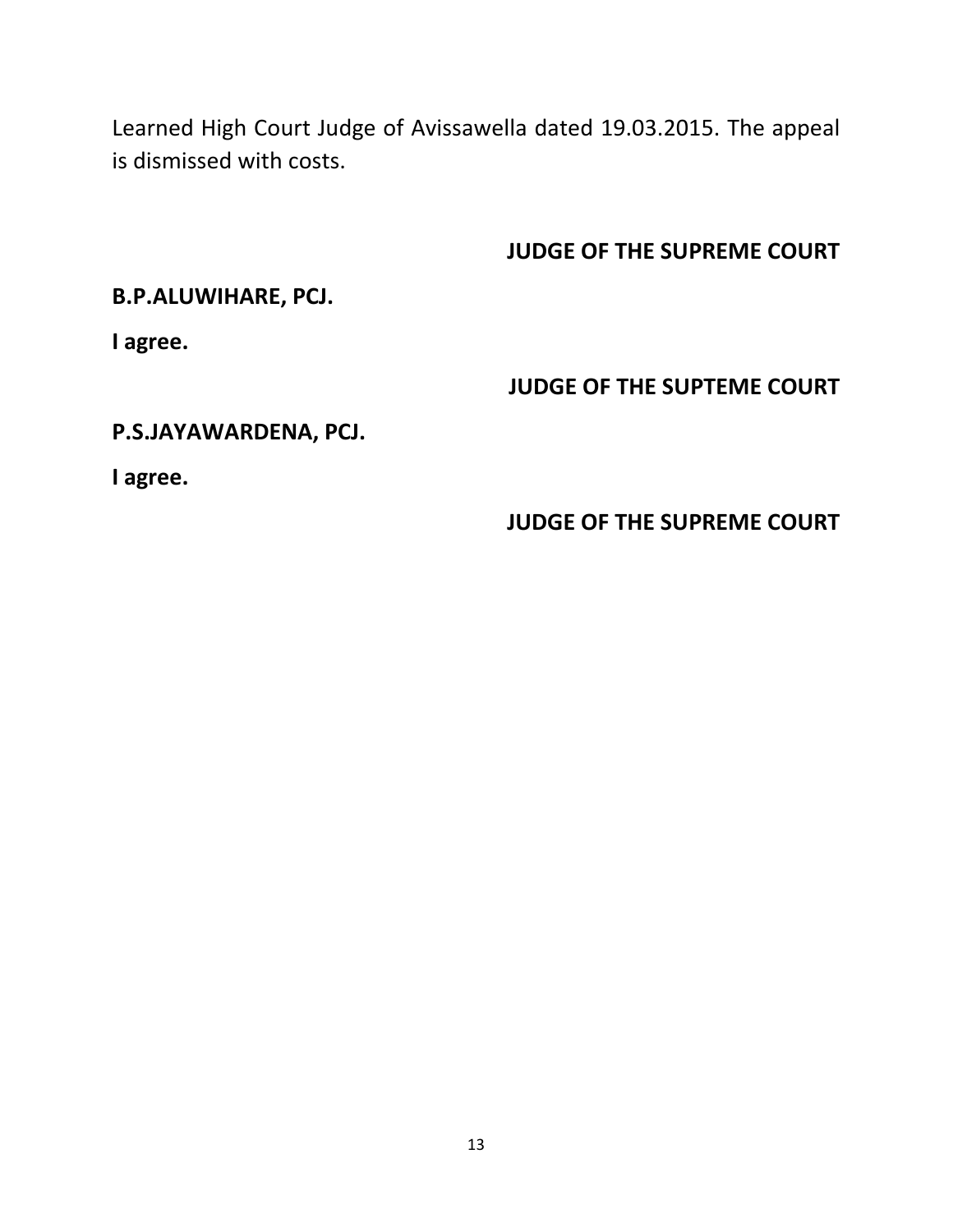Learned High Court Judge of Avissawella dated 19.03.2015. The appeal is dismissed with costs.

**JUDGE OF THE SUPREME COURT**

**B.P.ALUWIHARE, PCJ.**

**I agree.**

**JUDGE OF THE SUPTEME COURT**

**P.S.JAYAWARDENA, PCJ.**

**I agree.**

**JUDGE OF THE SUPREME COURT**